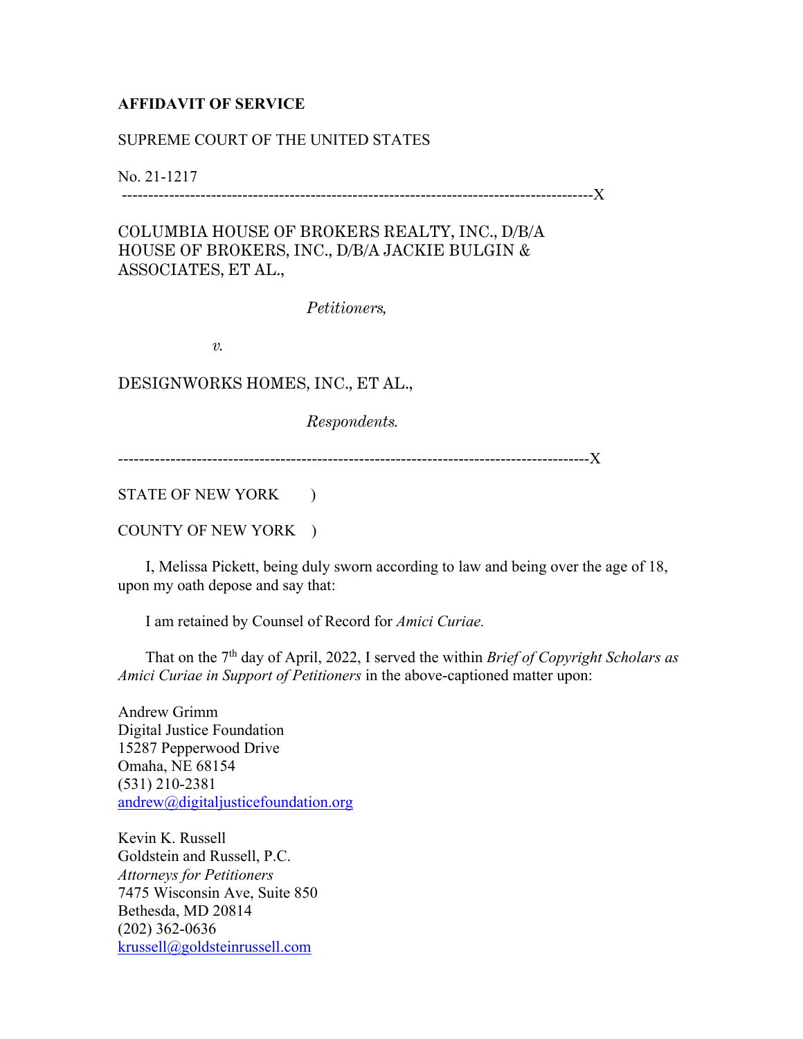**AFFIDAVIT OF SERVICE**

SUPREME COURT OF THE UNITED STATES

No. 21-1217

------------------------------------------------------------------------------------------X

COLUMBIA HOUSE OF BROKERS REALTY, INC., D/B/A HOUSE OF BROKERS, INC., D/B/A JACKIE BULGIN & ASSOCIATES, ET AL.,

*Petitioners,*

*v.*

DESIGNWORKS HOMES, INC., ET AL.,

*Respondents.*

------------------------------------------------------------------------------------------X

STATE OF NEW YORK )

COUNTY OF NEW YORK )

I, Melissa Pickett, being duly sworn according to law and being over the age of 18, upon my oath depose and say that:

I am retained by Counsel of Record for *Amici Curiae.*

That on the 7th day of April, 2022, I served the within *Brief of Copyright Scholars as Amici Curiae in Support of Petitioners* in the above-captioned matter upon:

Andrew Grimm
Digital Justice Foundation
15287 Pepperwood Drive
Omaha, NE 68154
(531) 210-2381
andrew@digitaljusticefoundation.org

Kevin K. Russell
Goldstein and Russell, P.C.
*Attorneys for Petitioners*
7475 Wisconsin Ave, Suite 850
Bethesda, MD 20814
(202) 362-0636
krussell@goldsteinrussell.com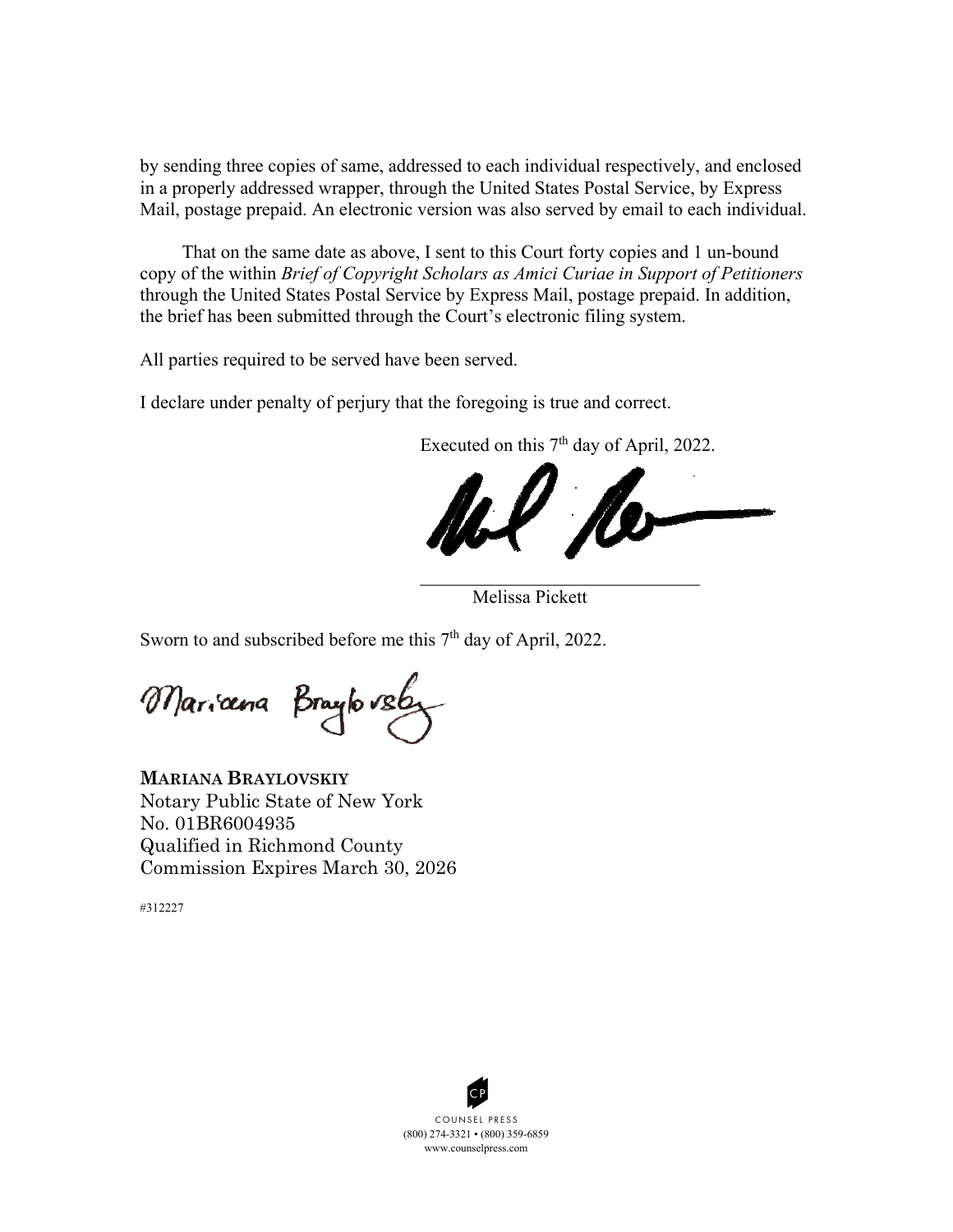by sending three copies of same, addressed to each individual respectively, and enclosed in a properly addressed wrapper, through the United States Postal Service, by Express Mail, postage prepaid. An electronic version was also served by email to each individual.

That on the same date as above, I sent to this Court forty copies and 1 un-bound copy of the within *Brief of Copyright Scholars as Amici Curiae in Support of Petitioners* through the United States Postal Service by Express Mail, postage prepaid. In addition, the brief has been submitted through the Court's electronic filing system.

All parties required to be served have been served.

I declare under penalty of perjury that the foregoing is true and correct.

Executed on this 7th day of April, 2022.

\_\_\_\_\_\_\_\_\_\_\_\_\_\_\_\_\_\_\_\_\_\_\_\_\_\_\_\_\_\_\_\_
Melissa Pickett

Sworn to and subscribed before me this 7th day of April, 2022.

**MARIANA BRAYLOVSKIY**
Notary Public State of New York
No. 01BR6004935
Qualified in Richmond County
Commission Expires March 30, 2026

#312227

COUNSEL PRESS
(800) 274-3321 • (800) 359-6859
www.counselpress.com